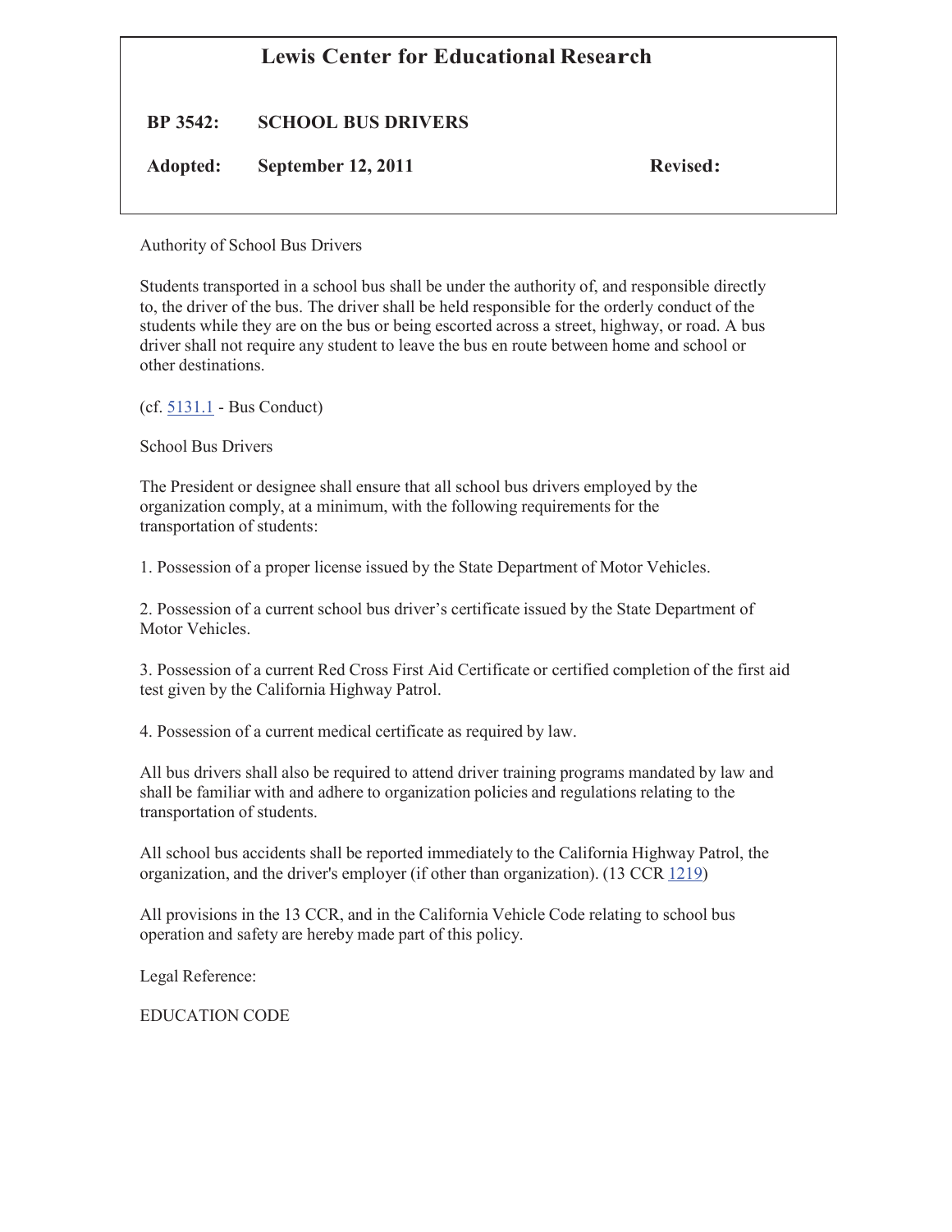# Lewis Center for Educational Research

**BP 3542: SCHOOL BUS DRIVERS**

**Adopted: September 12, 2011** **Revised:**

Authority of School Bus Drivers

Students transported in a school bus shall be under the authority of, and responsible directly to, the driver of the bus. The driver shall be held responsible for the orderly conduct of the students while they are on the bus or being escorted across a street, highway, or road. A bus driver shall not require any student to leave the bus en route between home and school or other destinations.

(cf. 5131.1 - Bus Conduct)

School Bus Drivers

The President or designee shall ensure that all school bus drivers employed by the organization comply, at a minimum, with the following requirements for the transportation of students:

1. Possession of a proper license issued by the State Department of Motor Vehicles.

2. Possession of a current school bus driver's certificate issued by the State Department of Motor Vehicles.

3. Possession of a current Red Cross First Aid Certificate or certified completion of the first aid test given by the California Highway Patrol.

4. Possession of a current medical certificate as required by law.

All bus drivers shall also be required to attend driver training programs mandated by law and shall be familiar with and adhere to organization policies and regulations relating to the transportation of students.

All school bus accidents shall be reported immediately to the California Highway Patrol, the organization, and the driver's employer (if other than organization). (13 CCR 1219)

All provisions in the 13 CCR, and in the California Vehicle Code relating to school bus operation and safety are hereby made part of this policy.

Legal Reference:

EDUCATION CODE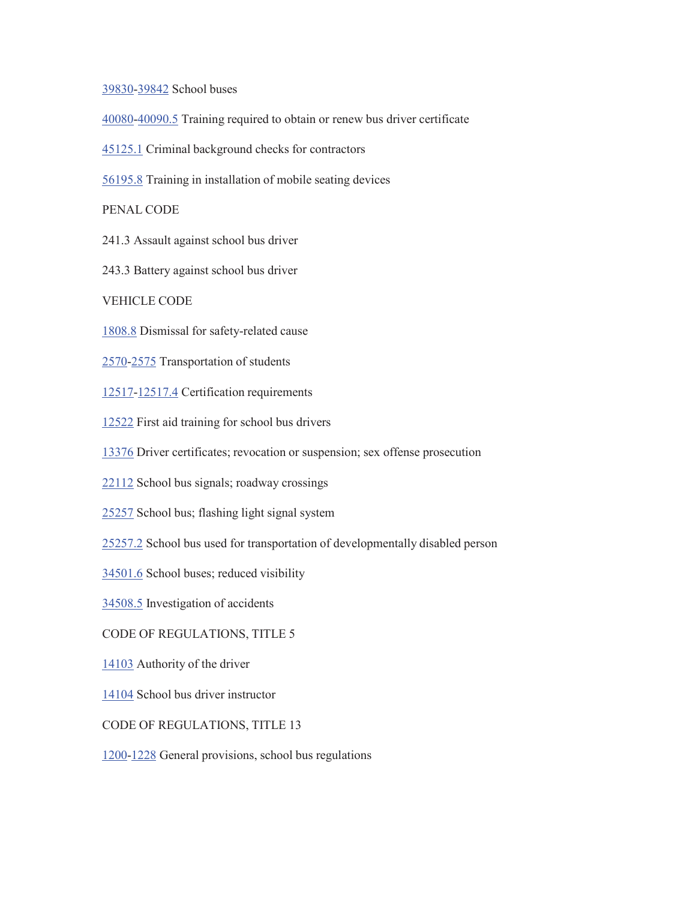39830-39842 School buses

40080-40090.5 Training required to obtain or renew bus driver certificate

45125.1 Criminal background checks for contractors

56195.8 Training in installation of mobile seating devices

PENAL CODE

241.3 Assault against school bus driver

243.3 Battery against school bus driver

VEHICLE CODE

1808.8 Dismissal for safety-related cause

2570-2575 Transportation of students

12517-12517.4 Certification requirements

12522 First aid training for school bus drivers

13376 Driver certificates; revocation or suspension; sex offense prosecution

22112 School bus signals; roadway crossings

25257 School bus; flashing light signal system

25257.2 School bus used for transportation of developmentally disabled person

34501.6 School buses; reduced visibility

34508.5 Investigation of accidents

CODE OF REGULATIONS, TITLE 5

14103 Authority of the driver

14104 School bus driver instructor

CODE OF REGULATIONS, TITLE 13

1200-1228 General provisions, school bus regulations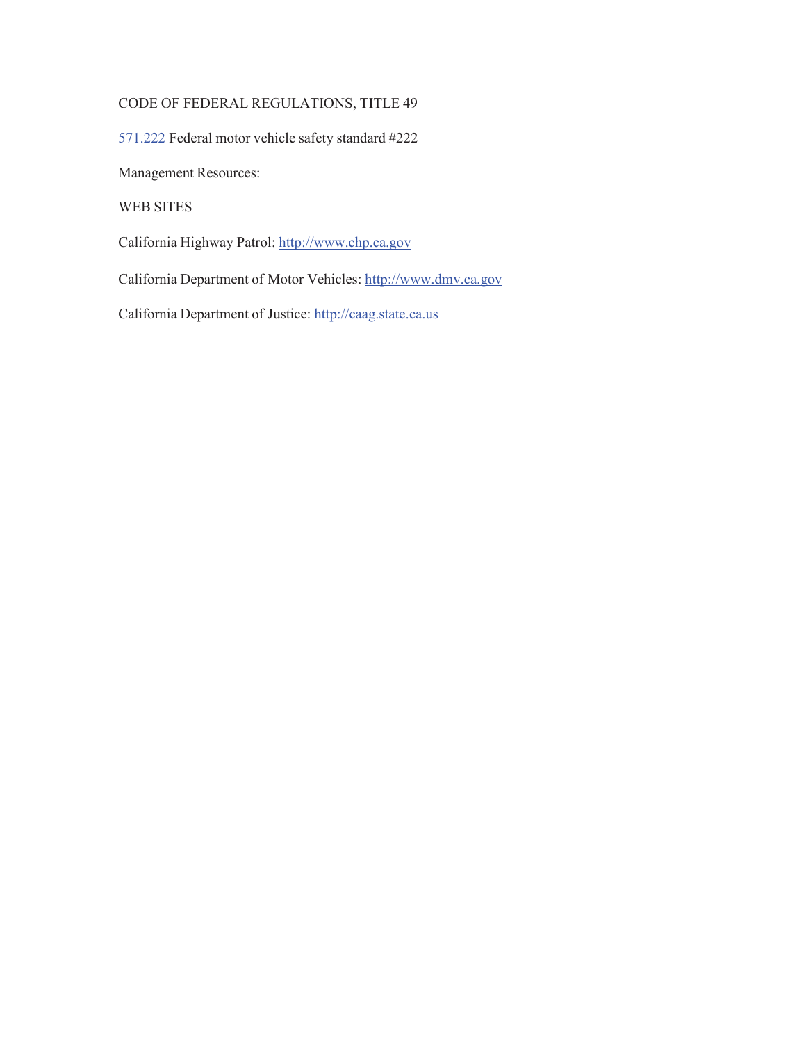CODE OF FEDERAL REGULATIONS, TITLE 49

571.222 Federal motor vehicle safety standard #222

Management Resources:

WEB SITES

California Highway Patrol: http://www.chp.ca.gov

California Department of Motor Vehicles: http://www.dmv.ca.gov

California Department of Justice: http://caag.state.ca.us